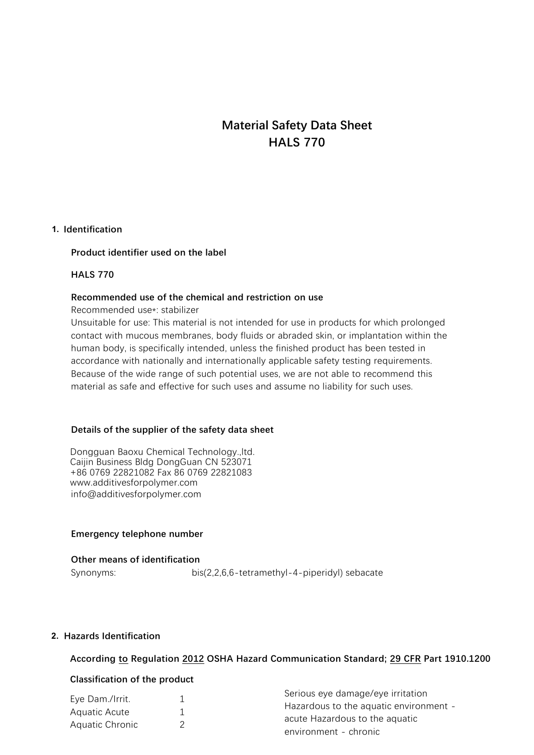# Material Safety Data Sheet
# HALS 770

## 1. Identification

**Product identifier used on the label**

**HALS 770**

**Recommended use of the chemical and restriction on use**

Recommended use*: stabilizer
Unsuitable for use: This material is not intended for use in products for which prolonged contact with mucous membranes, body fluids or abraded skin, or implantation within the human body, is specifically intended, unless the finished product has been tested in accordance with nationally and internationally applicable safety testing requirements. Because of the wide range of such potential uses, we are not able to recommend this material as safe and effective for such uses and assume no liability for such uses.

**Details of the supplier of the safety data sheet**

Dongguan Baoxu Chemical Technology.,ltd.
Caijin Business Bldg DongGuan CN 523071
+86 0769 22821082 Fax 86 0769 22821083
www.additivesforpolymer.com
info@additivesforpolymer.com

**Emergency telephone number**

**Other means of identification**

Synonyms: bis(2,2,6,6-tetramethyl-4-piperidyl) sebacate

## 2. Hazards Identification

**According to Regulation 2012 OSHA Hazard Communication Standard; 29 CFR Part 1910.1200**

**Classification of the product**

| | | |
|---|---|---|
| Eye Dam./Irrit. | 1 | Serious eye damage/eye irritation |
| Aquatic Acute | 1 | Hazardous to the aquatic environment - acute |
| Aquatic Chronic | 2 | Hazardous to the aquatic environment - chronic |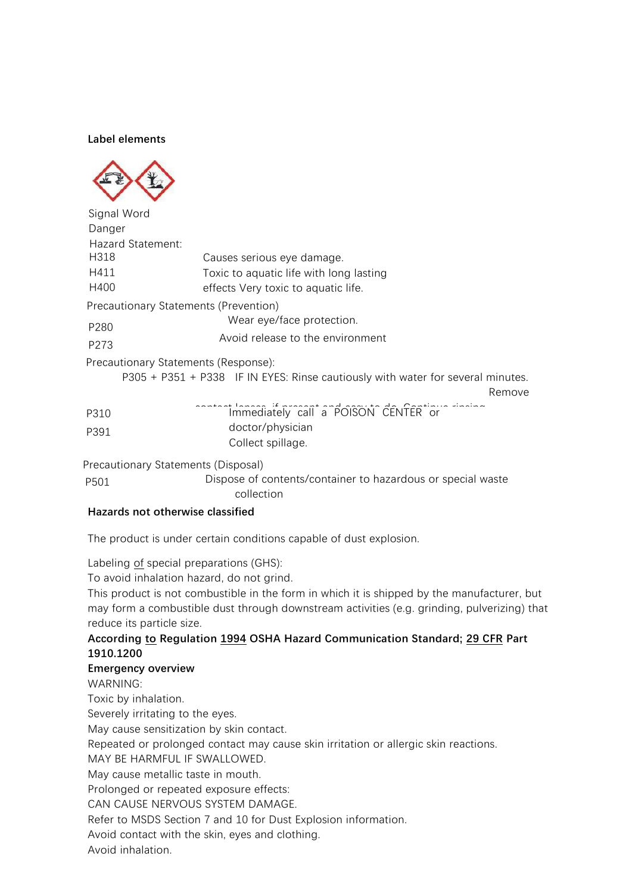**Label elements**

Signal Word

Danger

Hazard Statement:

| | |
|---|---|
| H318 | Causes serious eye damage. |
| H411 | Toxic to aquatic life with long lasting |
| H400 | effects Very toxic to aquatic life. |

Precautionary Statements (Prevention)

| | |
|---|---|
| P280 | Wear eye/face protection. |
| P273 | Avoid release to the environment |

Precautionary Statements (Response):

P305 + P351 + P338 IF IN EYES: Rinse cautiously with water for several minutes. Remove contact lenses, if present and easy to do. Continue rinsing

| | |
|---|---|
| P310 | Immediately call a POISON CENTER or doctor/physician |
| P391 | Collect spillage. |

Precautionary Statements (Disposal)

| | |
|---|---|
| P501 | Dispose of contents/container to hazardous or special waste collection |

**Hazards not otherwise classified**

The product is under certain conditions capable of dust explosion.

Labeling of special preparations (GHS):

To avoid inhalation hazard, do not grind.

This product is not combustible in the form in which it is shipped by the manufacturer, but may form a combustible dust through downstream activities (e.g. grinding, pulverizing) that reduce its particle size.

**According to Regulation 1994 OSHA Hazard Communication Standard; 29 CFR Part 1910.1200**

**Emergency overview**

WARNING:

Toxic by inhalation.

Severely irritating to the eyes.

May cause sensitization by skin contact.

Repeated or prolonged contact may cause skin irritation or allergic skin reactions.

MAY BE HARMFUL IF SWALLOWED.

May cause metallic taste in mouth.

Prolonged or repeated exposure effects:

CAN CAUSE NERVOUS SYSTEM DAMAGE.

Refer to MSDS Section 7 and 10 for Dust Explosion information.

Avoid contact with the skin, eyes and clothing.

Avoid inhalation.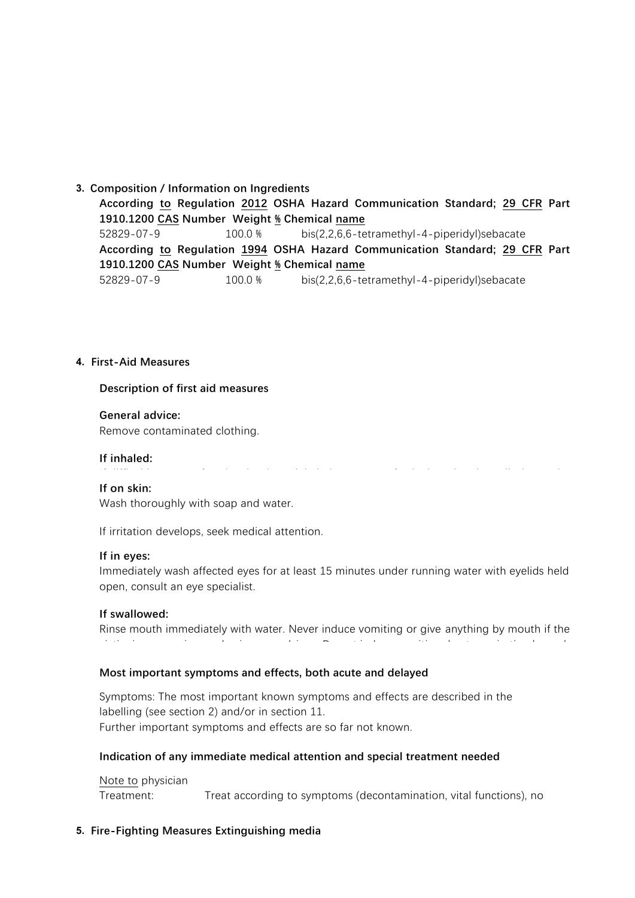**3. Composition / Information on Ingredients**

**According to Regulation 2012 OSHA Hazard Communication Standard; 29 CFR Part 1910.1200 CAS Number Weight % Chemical name**

| CAS Number | Weight % | Chemical name |
|---|---|---|
| 52829-07-9 | 100.0 % | bis(2,2,6,6-tetramethyl-4-piperidyl)sebacate |

**According to Regulation 1994 OSHA Hazard Communication Standard; 29 CFR Part 1910.1200 CAS Number Weight % Chemical name**

| CAS Number | Weight % | Chemical name |
|---|---|---|
| 52829-07-9 | 100.0 % | bis(2,2,6,6-tetramethyl-4-piperidyl)sebacate |

**4. First-Aid Measures**

**Description of first aid measures**

**General advice:**
Remove contaminated clothing.

**If inhaled:**

**If on skin:**
Wash thoroughly with soap and water.

If irritation develops, seek medical attention.

**If in eyes:**
Immediately wash affected eyes for at least 15 minutes under running water with eyelids held open, consult an eye specialist.

**If swallowed:**
Rinse mouth immediately with water. Never induce vomiting or give anything by mouth if the

**Most important symptoms and effects, both acute and delayed**

Symptoms: The most important known symptoms and effects are described in the labelling (see section 2) and/or in section 11.
Further important symptoms and effects are so far not known.

**Indication of any immediate medical attention and special treatment needed**

Note to physician
Treatment: Treat according to symptoms (decontamination, vital functions), no

**5. Fire-Fighting Measures Extinguishing media**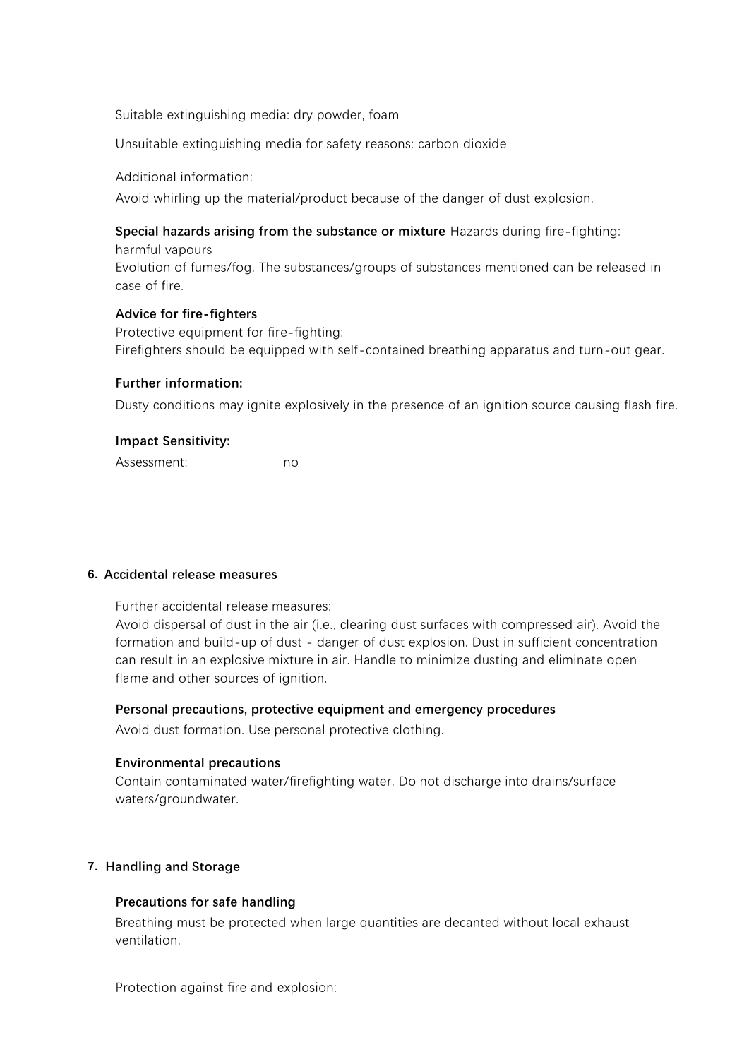Suitable extinguishing media: dry powder, foam

Unsuitable extinguishing media for safety reasons: carbon dioxide

Additional information:

Avoid whirling up the material/product because of the danger of dust explosion.

**Special hazards arising from the substance or mixture** Hazards during fire-fighting: harmful vapours

Evolution of fumes/fog. The substances/groups of substances mentioned can be released in case of fire.

**Advice for fire-fighters**

Protective equipment for fire-fighting:

Firefighters should be equipped with self-contained breathing apparatus and turn-out gear.

**Further information:**

Dusty conditions may ignite explosively in the presence of an ignition source causing flash fire.

**Impact Sensitivity:**

Assessment: no

## 6. Accidental release measures

Further accidental release measures:

Avoid dispersal of dust in the air (i.e., clearing dust surfaces with compressed air). Avoid the formation and build-up of dust - danger of dust explosion. Dust in sufficient concentration can result in an explosive mixture in air. Handle to minimize dusting and eliminate open flame and other sources of ignition.

**Personal precautions, protective equipment and emergency procedures**

Avoid dust formation. Use personal protective clothing.

**Environmental precautions**

Contain contaminated water/firefighting water. Do not discharge into drains/surface waters/groundwater.

## 7. Handling and Storage

**Precautions for safe handling**

Breathing must be protected when large quantities are decanted without local exhaust ventilation.

Protection against fire and explosion: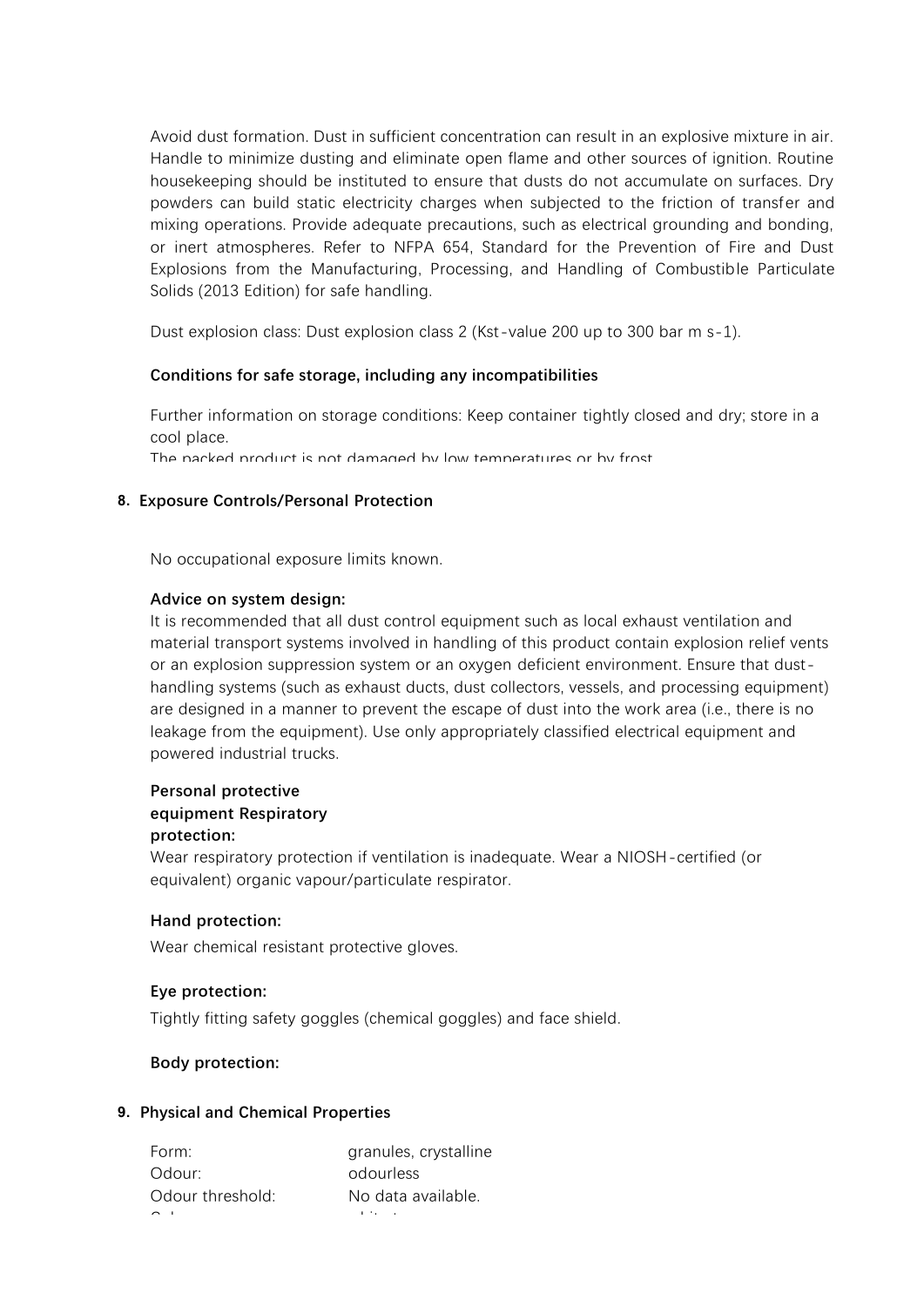Avoid dust formation. Dust in sufficient concentration can result in an explosive mixture in air. Handle to minimize dusting and eliminate open flame and other sources of ignition. Routine housekeeping should be instituted to ensure that dusts do not accumulate on surfaces. Dry powders can build static electricity charges when subjected to the friction of transfer and mixing operations. Provide adequate precautions, such as electrical grounding and bonding, or inert atmospheres. Refer to NFPA 654, Standard for the Prevention of Fire and Dust Explosions from the Manufacturing, Processing, and Handling of Combustible Particulate Solids (2013 Edition) for safe handling.

Dust explosion class: Dust explosion class 2 (Kst-value 200 up to 300 bar m s-1).

**Conditions for safe storage, including any incompatibilities**

Further information on storage conditions: Keep container tightly closed and dry; store in a cool place.
The packed product is not damaged by low temperatures or by frost

## 8. Exposure Controls/Personal Protection

No occupational exposure limits known.

**Advice on system design:**
It is recommended that all dust control equipment such as local exhaust ventilation and material transport systems involved in handling of this product contain explosion relief vents or an explosion suppression system or an oxygen deficient environment. Ensure that dust-handling systems (such as exhaust ducts, dust collectors, vessels, and processing equipment) are designed in a manner to prevent the escape of dust into the work area (i.e., there is no leakage from the equipment). Use only appropriately classified electrical equipment and powered industrial trucks.

**Personal protective equipment Respiratory protection:**
Wear respiratory protection if ventilation is inadequate. Wear a NIOSH-certified (or equivalent) organic vapour/particulate respirator.

**Hand protection:**

Wear chemical resistant protective gloves.

**Eye protection:**

Tightly fitting safety goggles (chemical goggles) and face shield.

**Body protection:**

## 9. Physical and Chemical Properties

| | |
|---|---|
| Form: | granules, crystalline |
| Odour: | odourless |
| Odour threshold: | No data available. |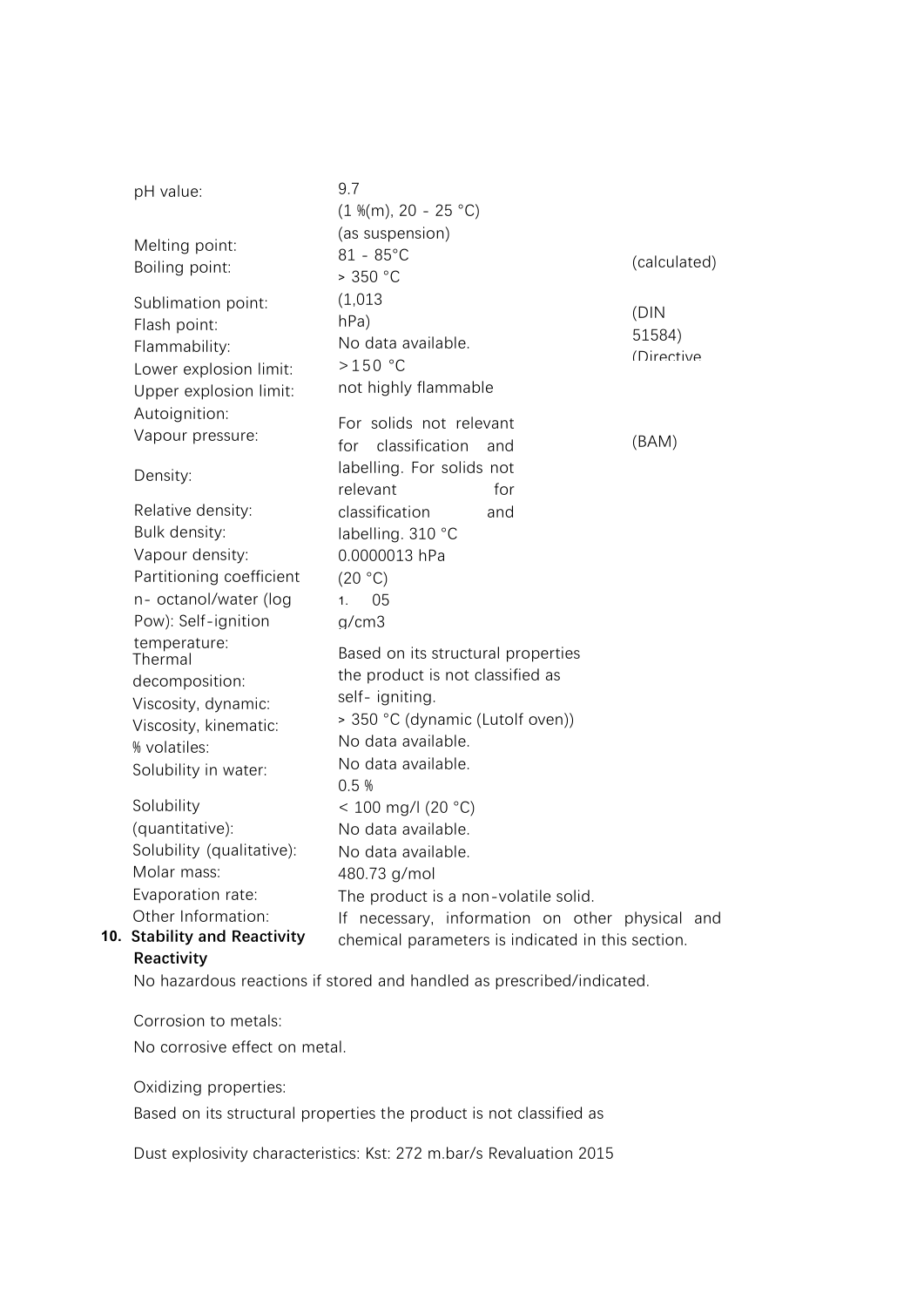pH value: 9.7
(1 %(m), 20 - 25 °C)
(as suspension)

Melting point: 81 - 85°C (calculated)

Boiling point: > 350 °C

Sublimation point: (1,013 hPa) (DIN 51584)

Flash point: No data available.

Flammability: (Directive

Lower explosion limit: >150 °C

Upper explosion limit: not highly flammable

Autoignition:

Vapour pressure: For solids not relevant for classification and labelling. (BAM)

Density: For solids not relevant for classification and labelling. 310 °C

Relative density:

Bulk density:

Vapour density: 0.0000013 hPa (20 °C)

Partitioning coefficient n- octanol/water (log Pow): 1. 05

Self-ignition temperature: g/cm3

Thermal decomposition: Based on its structural properties the product is not classified as self- igniting.

Viscosity, dynamic: > 350 °C (dynamic (Lutolf oven))

Viscosity, kinematic: No data available.

% volatiles: No data available.

Solubility in water: 0.5 %

Solubility (quantitative): < 100 mg/l (20 °C)

Solubility (qualitative): No data available.

Molar mass: No data available.

Evaporation rate: 480.73 g/mol

Other Information: The product is a non-volatile solid.

If necessary, information on other physical and chemical parameters is indicated in this section.

## 10. Stability and Reactivity

**Reactivity**

No hazardous reactions if stored and handled as prescribed/indicated.

Corrosion to metals:

No corrosive effect on metal.

Oxidizing properties:

Based on its structural properties the product is not classified as

Dust explosivity characteristics: Kst: 272 m.bar/s Revaluation 2015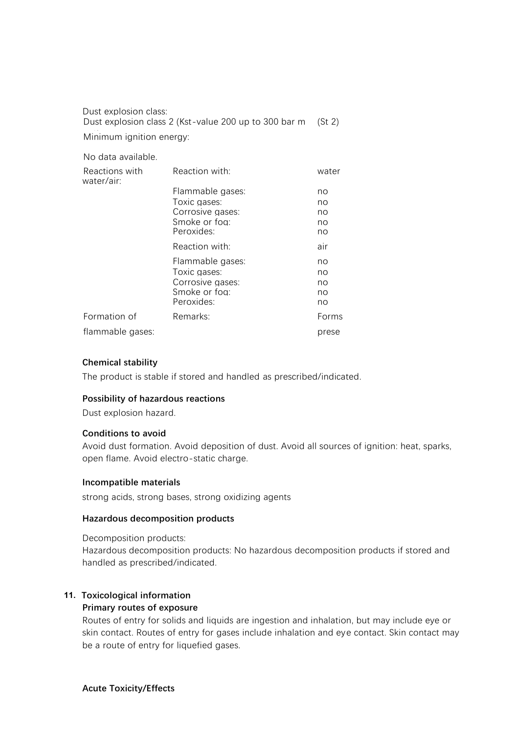Dust explosion class:
Dust explosion class 2 (Kst-value 200 up to 300 bar m (St 2)

Minimum ignition energy:

No data available.

| Reactions with water/air: | Reaction with: | water |
|---|---|---|
| | Flammable gases: | no |
| | Toxic gases: | no |
| | Corrosive gases: | no |
| | Smoke or fog: | no |
| | Peroxides: | no |
| | Reaction with: | air |
| | Flammable gases: | no |
| | Toxic gases: | no |
| | Corrosive gases: | no |
| | Smoke or fog: | no |
| | Peroxides: | no |
| Formation of flammable gases: | Remarks: | Forms prese |

### Chemical stability

The product is stable if stored and handled as prescribed/indicated.

### Possibility of hazardous reactions

Dust explosion hazard.

### Conditions to avoid

Avoid dust formation. Avoid deposition of dust. Avoid all sources of ignition: heat, sparks, open flame. Avoid electro-static charge.

### Incompatible materials

strong acids, strong bases, strong oxidizing agents

### Hazardous decomposition products

Decomposition products:
Hazardous decomposition products: No hazardous decomposition products if stored and handled as prescribed/indicated.

## 11. Toxicological information

### Primary routes of exposure

Routes of entry for solids and liquids are ingestion and inhalation, but may include eye or skin contact. Routes of entry for gases include inhalation and eye contact. Skin contact may be a route of entry for liquefied gases.

### Acute Toxicity/Effects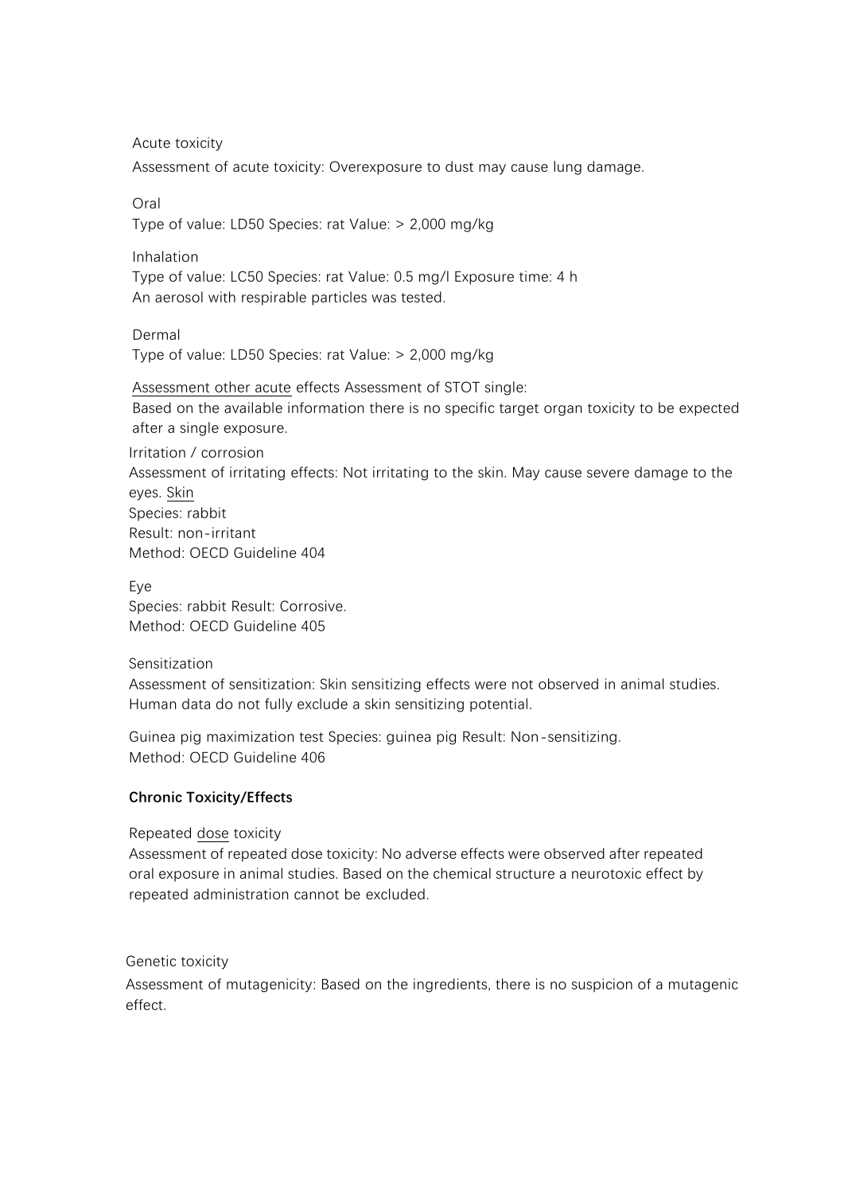Acute toxicity

Assessment of acute toxicity: Overexposure to dust may cause lung damage.

Oral

Type of value: LD50 Species: rat Value: > 2,000 mg/kg

Inhalation

Type of value: LC50 Species: rat Value: 0.5 mg/l Exposure time: 4 h

An aerosol with respirable particles was tested.

Dermal

Type of value: LD50 Species: rat Value: > 2,000 mg/kg

Assessment other acute effects Assessment of STOT single:

Based on the available information there is no specific target organ toxicity to be expected after a single exposure.

Irritation / corrosion

Assessment of irritating effects: Not irritating to the skin. May cause severe damage to the eyes. Skin

Species: rabbit

Result: non-irritant

Method: OECD Guideline 404

Eye

Species: rabbit Result: Corrosive.

Method: OECD Guideline 405

Sensitization

Assessment of sensitization: Skin sensitizing effects were not observed in animal studies. Human data do not fully exclude a skin sensitizing potential.

Guinea pig maximization test Species: guinea pig Result: Non-sensitizing.

Method: OECD Guideline 406

**Chronic Toxicity/Effects**

Repeated dose toxicity

Assessment of repeated dose toxicity: No adverse effects were observed after repeated oral exposure in animal studies. Based on the chemical structure a neurotoxic effect by repeated administration cannot be excluded.

Genetic toxicity

Assessment of mutagenicity: Based on the ingredients, there is no suspicion of a mutagenic effect.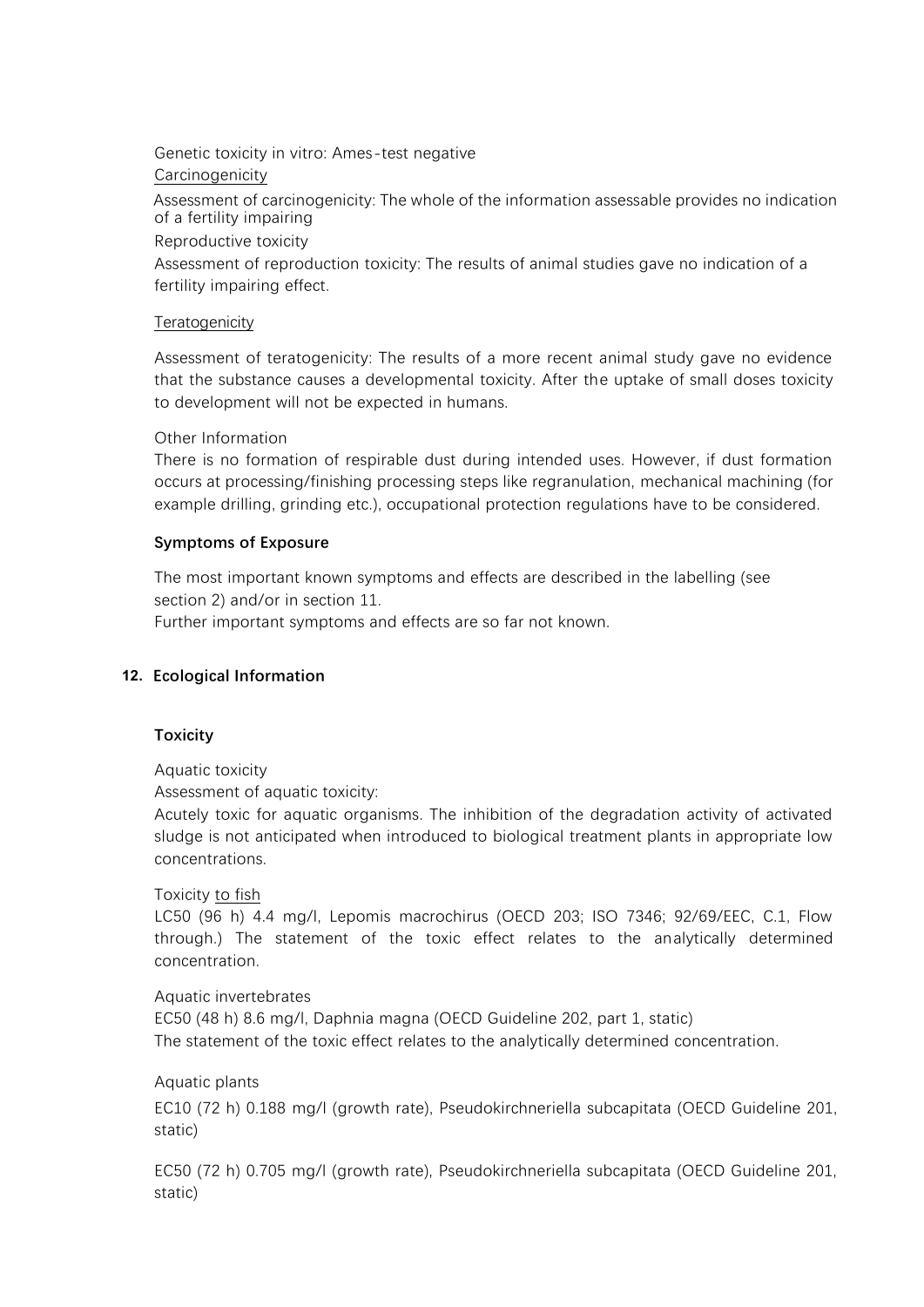Genetic toxicity in vitro: Ames-test negative

Carcinogenicity

Assessment of carcinogenicity: The whole of the information assessable provides no indication of a fertility impairing

Reproductive toxicity

Assessment of reproduction toxicity: The results of animal studies gave no indication of a fertility impairing effect.

Teratogenicity

Assessment of teratogenicity: The results of a more recent animal study gave no evidence that the substance causes a developmental toxicity. After the uptake of small doses toxicity to development will not be expected in humans.

Other Information

There is no formation of respirable dust during intended uses. However, if dust formation occurs at processing/finishing processing steps like regranulation, mechanical machining (for example drilling, grinding etc.), occupational protection regulations have to be considered.

**Symptoms of Exposure**

The most important known symptoms and effects are described in the labelling (see section 2) and/or in section 11.

Further important symptoms and effects are so far not known.

## 12. Ecological Information

**Toxicity**

Aquatic toxicity

Assessment of aquatic toxicity:

Acutely toxic for aquatic organisms. The inhibition of the degradation activity of activated sludge is not anticipated when introduced to biological treatment plants in appropriate low concentrations.

Toxicity to fish

LC50 (96 h) 4.4 mg/l, Lepomis macrochirus (OECD 203; ISO 7346; 92/69/EEC, C.1, Flow through.) The statement of the toxic effect relates to the analytically determined concentration.

Aquatic invertebrates

EC50 (48 h) 8.6 mg/l, Daphnia magna (OECD Guideline 202, part 1, static)

The statement of the toxic effect relates to the analytically determined concentration.

Aquatic plants

EC10 (72 h) 0.188 mg/l (growth rate), Pseudokirchneriella subcapitata (OECD Guideline 201, static)

EC50 (72 h) 0.705 mg/l (growth rate), Pseudokirchneriella subcapitata (OECD Guideline 201, static)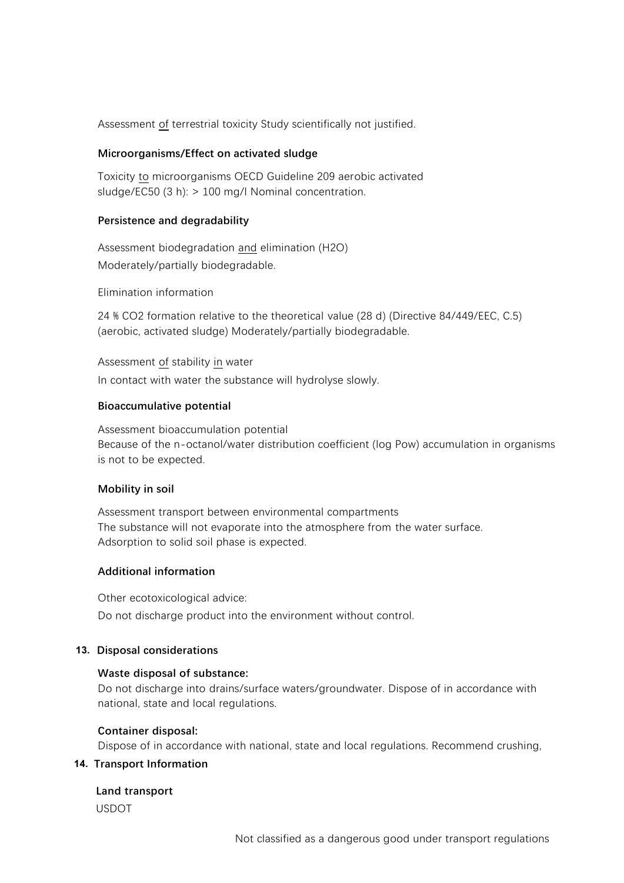Assessment of terrestrial toxicity Study scientifically not justified.

### Microorganisms/Effect on activated sludge

Toxicity to microorganisms OECD Guideline 209 aerobic activated sludge/EC50 (3 h): > 100 mg/l Nominal concentration.

### Persistence and degradability

Assessment biodegradation and elimination ($H_2O$)
Moderately/partially biodegradable.

Elimination information

24 % $CO_2$ formation relative to the theoretical value (28 d) (Directive 84/449/EEC, C.5) (aerobic, activated sludge) Moderately/partially biodegradable.

Assessment of stability in water
In contact with water the substance will hydrolyse slowly.

### Bioaccumulative potential

Assessment bioaccumulation potential
Because of the n-octanol/water distribution coefficient (log Pow) accumulation in organisms is not to be expected.

### Mobility in soil

Assessment transport between environmental compartments
The substance will not evaporate into the atmosphere from the water surface.
Adsorption to solid soil phase is expected.

### Additional information

Other ecotoxicological advice:
Do not discharge product into the environment without control.

## 13. Disposal considerations

### Waste disposal of substance:

Do not discharge into drains/surface waters/groundwater. Dispose of in accordance with national, state and local regulations.

### Container disposal:

Dispose of in accordance with national, state and local regulations. Recommend crushing,

## 14. Transport Information

### Land transport

USDOT

Not classified as a dangerous good under transport regulations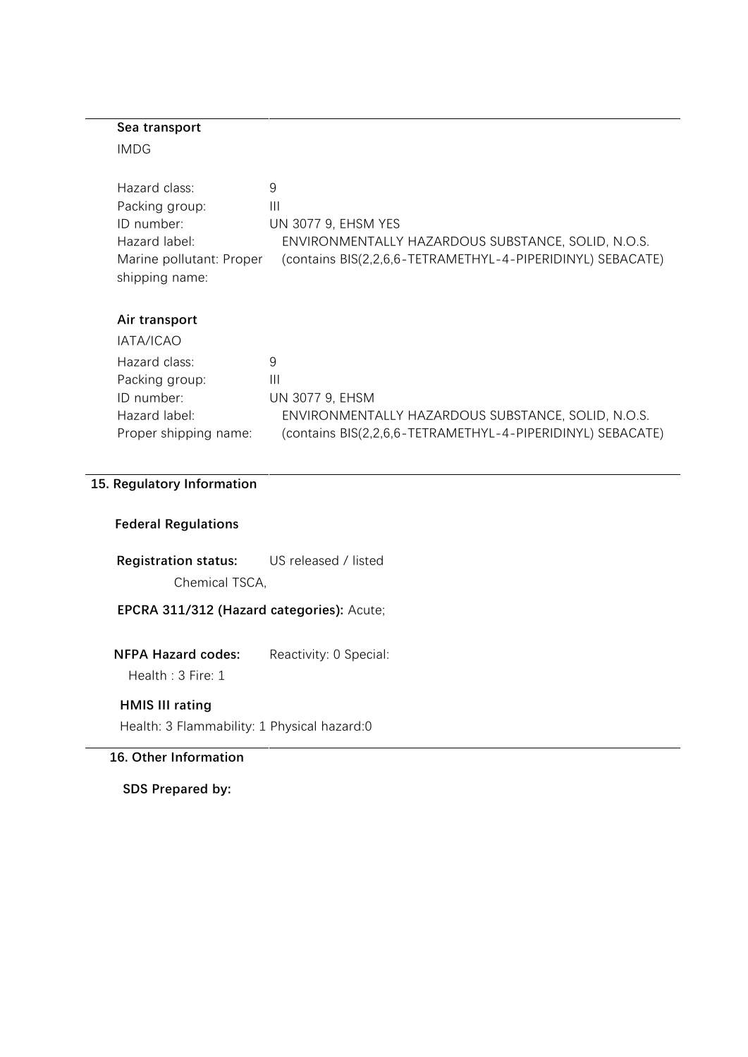**Sea transport**

IMDG

| | |
|---|---|
| Hazard class: | 9 |
| Packing group: | III |
| ID number: | UN 3077 9, EHSM YES |
| Hazard label: | ENVIRONMENTALLY HAZARDOUS SUBSTANCE, SOLID, N.O.S. |
| Marine pollutant: Proper shipping name: | (contains BIS(2,2,6,6-TETRAMETHYL-4-PIPERIDINYL) SEBACATE) |

**Air transport**

IATA/ICAO

| | |
|---|---|
| Hazard class: | 9 |
| Packing group: | III |
| ID number: | UN 3077 9, EHSM |
| Hazard label: | ENVIRONMENTALLY HAZARDOUS SUBSTANCE, SOLID, N.O.S. |
| Proper shipping name: | (contains BIS(2,2,6,6-TETRAMETHYL-4-PIPERIDINYL) SEBACATE) |

## 15. Regulatory Information

**Federal Regulations**

**Registration status:** US released / listed

Chemical TSCA,

**EPCRA 311/312 (Hazard categories):** Acute;

**NFPA Hazard codes:** Reactivity: 0 Special:

Health : 3 Fire: 1

**HMIS III rating**

Health: 3 Flammability: 1 Physical hazard:0

## 16. Other Information

**SDS Prepared by:**